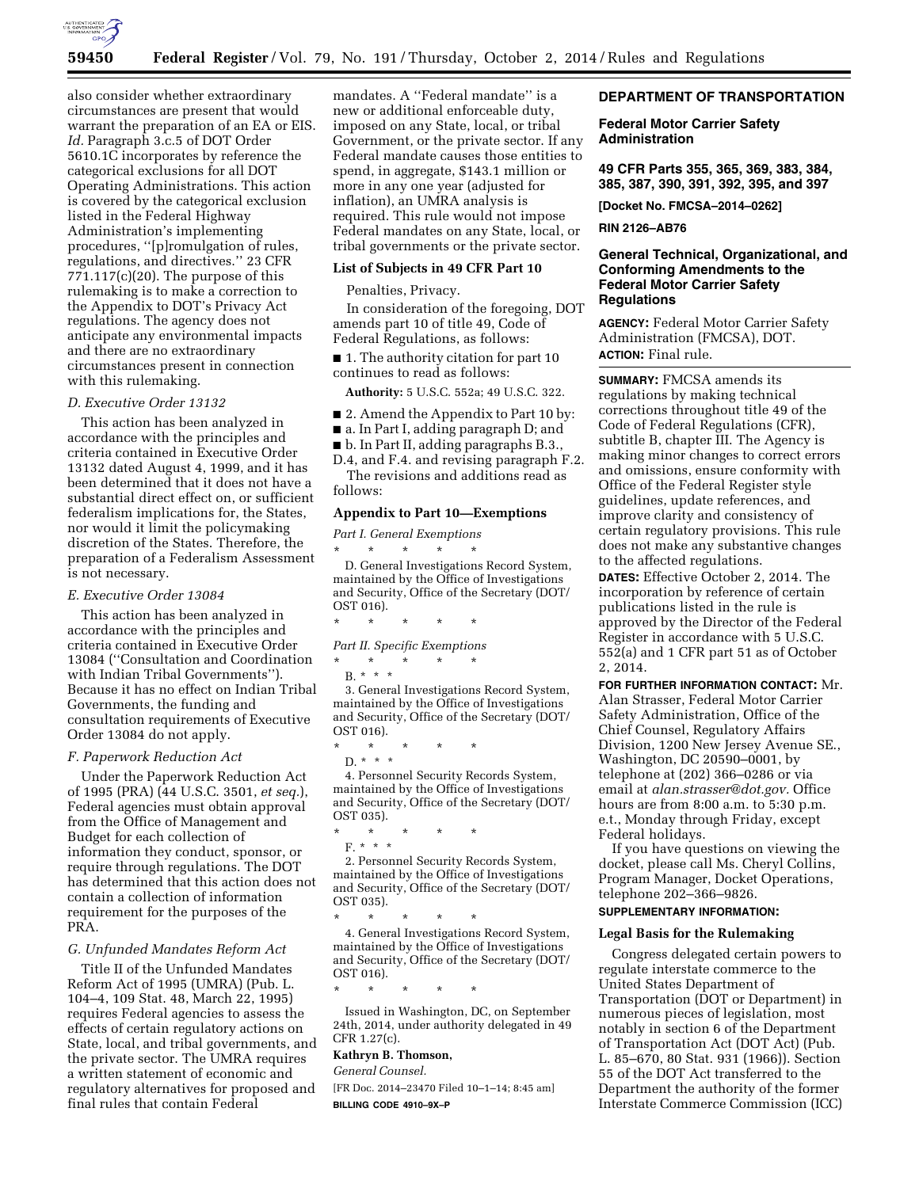also consider whether extraordinary circumstances are present that would warrant the preparation of an EA or EIS. *Id.* Paragraph 3.c.5 of DOT Order 5610.1C incorporates by reference the categorical exclusions for all DOT Operating Administrations. This action is covered by the categorical exclusion listed in the Federal Highway Administration's implementing procedures, ''[p]romulgation of rules, regulations, and directives.'' 23 CFR 771.117(c)(20). The purpose of this rulemaking is to make a correction to the Appendix to DOT's Privacy Act regulations. The agency does not anticipate any environmental impacts and there are no extraordinary circumstances present in connection with this rulemaking.

### *D. Executive Order 13132*

This action has been analyzed in accordance with the principles and criteria contained in Executive Order 13132 dated August 4, 1999, and it has been determined that it does not have a substantial direct effect on, or sufficient federalism implications for, the States, nor would it limit the policymaking discretion of the States. Therefore, the preparation of a Federalism Assessment is not necessary.

### *E. Executive Order 13084*

This action has been analyzed in accordance with the principles and criteria contained in Executive Order 13084 (''Consultation and Coordination with Indian Tribal Governments''). Because it has no effect on Indian Tribal Governments, the funding and consultation requirements of Executive Order 13084 do not apply.

### *F. Paperwork Reduction Act*

Under the Paperwork Reduction Act of 1995 (PRA) (44 U.S.C. 3501, *et seq.*), Federal agencies must obtain approval from the Office of Management and Budget for each collection of information they conduct, sponsor, or require through regulations. The DOT has determined that this action does not contain a collection of information requirement for the purposes of the PRA.

### *G. Unfunded Mandates Reform Act*

Title II of the Unfunded Mandates Reform Act of 1995 (UMRA) (Pub. L. 104–4, 109 Stat. 48, March 22, 1995) requires Federal agencies to assess the effects of certain regulatory actions on State, local, and tribal governments, and the private sector. The UMRA requires a written statement of economic and regulatory alternatives for proposed and final rules that contain Federal mandates. A ''Federal mandate'' is a new or additional enforceable duty, imposed on any State, local, or tribal Government, or the private sector. If any Federal mandate causes those entities to spend, in aggregate, $143.1 million or more in any one year (adjusted for inflation), an UMRA analysis is required. This rule would not impose Federal mandates on any State, local, or tribal governments or the private sector.

### List of Subjects in 49 CFR Part 10

Penalties, Privacy.

In consideration of the foregoing, DOT amends part 10 of title 49, Code of Federal Regulations, as follows:

■ 1. The authority citation for part 10 continues to read as follows:

**Authority:** 5 U.S.C. 552a; 49 U.S.C. 322.

■ 2. Amend the Appendix to Part 10 by:

■ a. In Part I, adding paragraph D; and

■ b. In Part II, adding paragraphs B.3., D.4, and F.4. and revising paragraph F.2.

The revisions and additions read as follows:

### Appendix to Part 10—Exemptions

*Part I. General Exemptions*

\* \* \* \* \*

D. General Investigations Record System, maintained by the Office of Investigations and Security, Office of the Secretary (DOT/OST 016).

\* \* \* \* \*

*Part II. Specific Exemptions*

\* \* \* \* \*

B. \* \* \*

3. General Investigations Record System, maintained by the Office of Investigations and Security, Office of the Secretary (DOT/OST 016).

\* \* \* \* \*

D. \* \* \*

4. Personnel Security Records System, maintained by the Office of Investigations and Security, Office of the Secretary (DOT/OST 035).

\* \* \* \* \*

F. \* \* \*

2. Personnel Security Records System, maintained by the Office of Investigations and Security, Office of the Secretary (DOT/OST 035).

\* \* \* \* \*

4. General Investigations Record System, maintained by the Office of Investigations and Security, Office of the Secretary (DOT/OST 016).

\* \* \* \* \*

Issued in Washington, DC, on September 24th, 2014, under authority delegated in 49 CFR 1.27(c).

**Kathryn B. Thomson,**

*General Counsel.*

[FR Doc. 2014–23470 Filed 10–1–14; 8:45 am]

**BILLING CODE 4910–9X–P**

## DEPARTMENT OF TRANSPORTATION

### Federal Motor Carrier Safety Administration

### 49 CFR Parts 355, 365, 369, 383, 384, 385, 387, 390, 391, 392, 395, and 397

**[Docket No. FMCSA–2014–0262]**

**RIN 2126–AB76**

### General Technical, Organizational, and Conforming Amendments to the Federal Motor Carrier Safety Regulations

**AGENCY:** Federal Motor Carrier Safety Administration (FMCSA), DOT.

**ACTION:** Final rule.

**SUMMARY:** FMCSA amends its regulations by making technical corrections throughout title 49 of the Code of Federal Regulations (CFR), subtitle B, chapter III. The Agency is making minor changes to correct errors and omissions, ensure conformity with Office of the Federal Register style guidelines, update references, and improve clarity and consistency of certain regulatory provisions. This rule does not make any substantive changes to the affected regulations.

**DATES:** Effective October 2, 2014. The incorporation by reference of certain publications listed in the rule is approved by the Director of the Federal Register in accordance with 5 U.S.C. 552(a) and 1 CFR part 51 as of October 2, 2014.

**FOR FURTHER INFORMATION CONTACT:** Mr. Alan Strasser, Federal Motor Carrier Safety Administration, Office of the Chief Counsel, Regulatory Affairs Division, 1200 New Jersey Avenue SE., Washington, DC 20590–0001, by telephone at (202) 366–0286 or via email at *alan.strasser@dot.gov.* Office hours are from 8:00 a.m. to 5:30 p.m. e.t., Monday through Friday, except Federal holidays.

If you have questions on viewing the docket, please call Ms. Cheryl Collins, Program Manager, Docket Operations, telephone 202–366–9826.

**SUPPLEMENTARY INFORMATION:**

### Legal Basis for the Rulemaking

Congress delegated certain powers to regulate interstate commerce to the United States Department of Transportation (DOT or Department) in numerous pieces of legislation, most notably in section 6 of the Department of Transportation Act (DOT Act) (Pub. L. 85–670, 80 Stat. 931 (1966)). Section 55 of the DOT Act transferred to the Department the authority of the former Interstate Commerce Commission (ICC)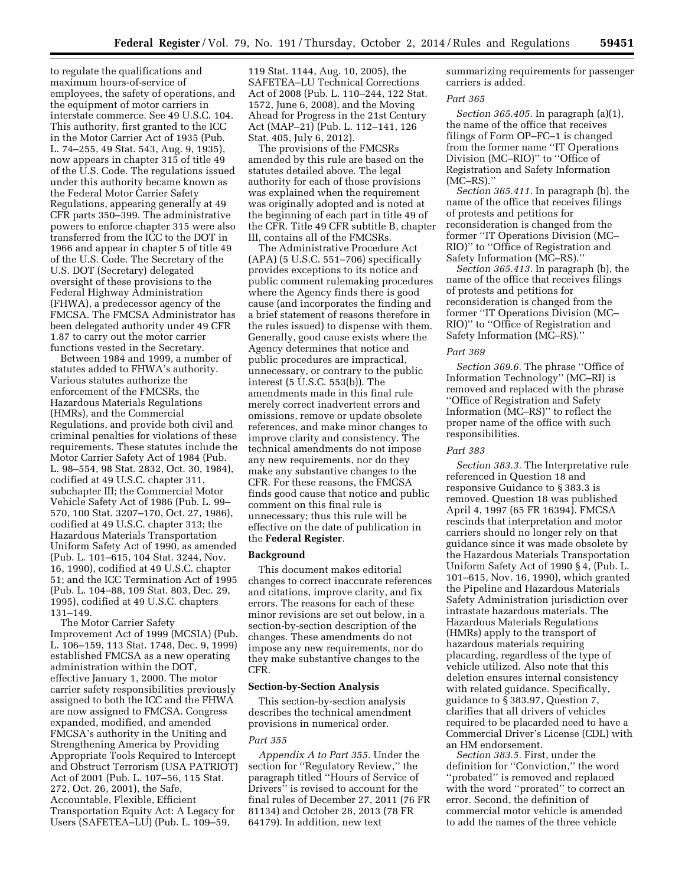to regulate the qualifications and maximum hours-of-service of employees, the safety of operations, and the equipment of motor carriers in interstate commerce. See 49 U.S.C. 104. This authority, first granted to the ICC in the Motor Carrier Act of 1935 (Pub. L. 74–255, 49 Stat. 543, Aug. 9, 1935), now appears in chapter 315 of title 49 of the U.S. Code. The regulations issued under this authority became known as the Federal Motor Carrier Safety Regulations, appearing generally at 49 CFR parts 350–399. The administrative powers to enforce chapter 315 were also transferred from the ICC to the DOT in 1966 and appear in chapter 5 of title 49 of the U.S. Code. The Secretary of the U.S. DOT (Secretary) delegated oversight of these provisions to the Federal Highway Administration (FHWA), a predecessor agency of the FMCSA. The FMCSA Administrator has been delegated authority under 49 CFR 1.87 to carry out the motor carrier functions vested in the Secretary.

Between 1984 and 1999, a number of statutes added to FHWA's authority. Various statutes authorize the enforcement of the FMCSRs, the Hazardous Materials Regulations (HMRs), and the Commercial Regulations, and provide both civil and criminal penalties for violations of these requirements. These statutes include the Motor Carrier Safety Act of 1984 (Pub. L. 98–554, 98 Stat. 2832, Oct. 30, 1984), codified at 49 U.S.C. chapter 311, subchapter III; the Commercial Motor Vehicle Safety Act of 1986 (Pub. L. 99–570, 100 Stat. 3207–170, Oct. 27, 1986), codified at 49 U.S.C. chapter 313; the Hazardous Materials Transportation Uniform Safety Act of 1990, as amended (Pub. L. 101–615, 104 Stat. 3244, Nov. 16, 1990), codified at 49 U.S.C. chapter 51; and the ICC Termination Act of 1995 (Pub. L. 104–88, 109 Stat. 803, Dec. 29, 1995), codified at 49 U.S.C. chapters 131–149.

The Motor Carrier Safety Improvement Act of 1999 (MCSIA) (Pub. L. 106–159, 113 Stat. 1748, Dec. 9, 1999) established FMCSA as a new operating administration within the DOT, effective January 1, 2000. The motor carrier safety responsibilities previously assigned to both the ICC and the FHWA are now assigned to FMCSA. Congress expanded, modified, and amended FMCSA's authority in the Uniting and Strengthening America by Providing Appropriate Tools Required to Intercept and Obstruct Terrorism (USA PATRIOT) Act of 2001 (Pub. L. 107–56, 115 Stat. 272, Oct. 26, 2001), the Safe, Accountable, Flexible, Efficient Transportation Equity Act: A Legacy for Users (SAFETEA–LU) (Pub. L. 109–59, 119 Stat. 1144, Aug. 10, 2005), the SAFETEA–LU Technical Corrections Act of 2008 (Pub. L. 110–244, 122 Stat. 1572, June 6, 2008), and the Moving Ahead for Progress in the 21st Century Act (MAP–21) (Pub. L. 112–141, 126 Stat. 405, July 6, 2012).

The provisions of the FMCSRs amended by this rule are based on the statutes detailed above. The legal authority for each of those provisions was explained when the requirement was originally adopted and is noted at the beginning of each part in title 49 of the CFR. Title 49 CFR subtitle B, chapter III, contains all of the FMCSRs.

The Administrative Procedure Act (APA) (5 U.S.C. 551–706) specifically provides exceptions to its notice and public comment rulemaking procedures where the Agency finds there is good cause (and incorporates the finding and a brief statement of reasons therefore in the rules issued) to dispense with them. Generally, good cause exists where the Agency determines that notice and public procedures are impractical, unnecessary, or contrary to the public interest (5 U.S.C. 553(b)). The amendments made in this final rule merely correct inadvertent errors and omissions, remove or update obsolete references, and make minor changes to improve clarity and consistency. The technical amendments do not impose any new requirements, nor do they make any substantive changes to the CFR. For these reasons, the FMCSA finds good cause that notice and public comment on this final rule is unnecessary; thus this rule will be effective on the date of publication in the **Federal Register**.

## Background

This document makes editorial changes to correct inaccurate references and citations, improve clarity, and fix errors. The reasons for each of these minor revisions are set out below, in a section-by-section description of the changes. These amendments do not impose any new requirements, nor do they make substantive changes to the CFR.

## Section-by-Section Analysis

This section-by-section analysis describes the technical amendment provisions in numerical order.

### *Part 355*

*Appendix A to Part 355.* Under the section for "Regulatory Review," the paragraph titled "Hours of Service of Drivers" is revised to account for the final rules of December 27, 2011 (76 FR 81134) and October 28, 2013 (78 FR 64179). In addition, new text summarizing requirements for passenger carriers is added.

### *Part 365*

*Section 365.405.* In paragraph (a)(1), the name of the office that receives filings of Form OP–FC–1 is changed from the former name "IT Operations Division (MC–RIO)" to "Office of Registration and Safety Information (MC–RS)."

*Section 365.411.* In paragraph (b), the name of the office that receives filings of protests and petitions for reconsideration is changed from the former "IT Operations Division (MC–RIO)" to "Office of Registration and Safety Information (MC–RS)."

*Section 365.413.* In paragraph (b), the name of the office that receives filings of protests and petitions for reconsideration is changed from the former "IT Operations Division (MC–RIO)" to "Office of Registration and Safety Information (MC–RS)."

### *Part 369*

*Section 369.6.* The phrase "Office of Information Technology" (MC–RI) is removed and replaced with the phrase "Office of Registration and Safety Information (MC–RS)" to reflect the proper name of the office with such responsibilities.

### *Part 383*

*Section 383.3.* The Interpretative rule referenced in Question 18 and responsive Guidance to § 383.3 is removed. Question 18 was published April 4, 1997 (65 FR 16394). FMCSA rescinds that interpretation and motor carriers should no longer rely on that guidance since it was made obsolete by the Hazardous Materials Transportation Uniform Safety Act of 1990 § 4, (Pub. L. 101–615, Nov. 16, 1990), which granted the Pipeline and Hazardous Materials Safety Administration jurisdiction over intrastate hazardous materials. The Hazardous Materials Regulations (HMRs) apply to the transport of hazardous materials requiring placarding, regardless of the type of vehicle utilized. Also note that this deletion ensures internal consistency with related guidance. Specifically, guidance to § 383.97, Question 7, clarifies that all drivers of vehicles required to be placarded need to have a Commercial Driver's License (CDL) with an HM endorsement.

*Section 383.5.* First, under the definition for "Conviction," the word "probated" is removed and replaced with the word "prorated" to correct an error. Second, the definition of commercial motor vehicle is amended to add the names of the three vehicle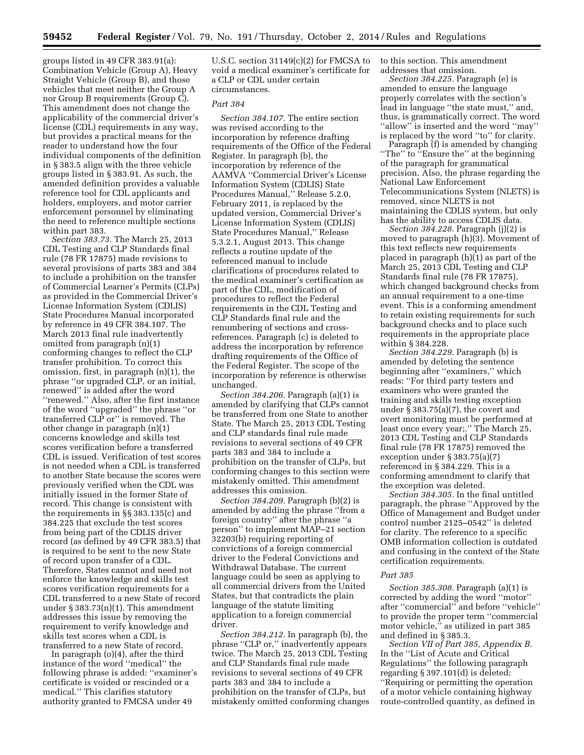groups listed in 49 CFR 383.91(a): Combination Vehicle (Group A), Heavy Straight Vehicle (Group B), and those vehicles that meet neither the Group A nor Group B requirements (Group C). This amendment does not change the applicability of the commercial driver's license (CDL) requirements in any way, but provides a practical means for the reader to understand how the four individual components of the definition in § 383.5 align with the three vehicle groups listed in § 383.91. As such, the amended definition provides a valuable reference tool for CDL applicants and holders, employers, and motor carrier enforcement personnel by eliminating the need to reference multiple sections within part 383.

*Section 383.73.* The March 25, 2013 CDL Testing and CLP Standards final rule (78 FR 17875) made revisions to several provisions of parts 383 and 384 to include a prohibition on the transfer of Commercial Learner's Permits (CLPs) as provided in the Commercial Driver's License Information System (CDLIS) State Procedures Manual incorporated by reference in 49 CFR 384.107. The March 2013 final rule inadvertently omitted from paragraph (n)(1) conforming changes to reflect the CLP transfer prohibition. To correct this omission, first, in paragraph (n)(1), the phrase ''or upgraded CLP, or an initial, renewed'' is added after the word ''renewed.'' Also, after the first instance of the word ''upgraded'' the phrase ''or transferred CLP or'' is removed. The other change in paragraph (n)(1) concerns knowledge and skills test scores verification before a transferred CDL is issued. Verification of test scores is not needed when a CDL is transferred to another State because the scores were previously verified when the CDL was initially issued in the former State of record. This change is consistent with the requirements in §§ 383.135(c) and 384.225 that exclude the test scores from being part of the CDLIS driver record (as defined by 49 CFR 383.5) that is required to be sent to the new State of record upon transfer of a CDL. Therefore, States cannot and need not enforce the knowledge and skills test scores verification requirements for a CDL transferred to a new State of record under § 383.73(n)(1). This amendment addresses this issue by removing the requirement to verify knowledge and skills test scores when a CDL is transferred to a new State of record.

In paragraph (o)(4), after the third instance of the word ''medical'' the following phrase is added: ''examiner's certificate is voided or rescinded or a medical.'' This clarifies statutory authority granted to FMCSA under 49 U.S.C. section 31149(c)(2) for FMCSA to void a medical examiner's certificate for a CLP or CDL under certain circumstances.

*Part 384*

*Section 384.107.* The entire section was revised according to the incorporation by reference drafting requirements of the Office of the Federal Register. In paragraph (b), the incorporation by reference of the AAMVA ''Commercial Driver's License Information System (CDLIS) State Procedures Manual,'' Release 5.2.0, February 2011, is replaced by the updated version, Commercial Driver's License Information System (CDLIS) State Procedures Manual,'' Release 5.3.2.1, August 2013. This change reflects a routine update of the referenced manual to include clarifications of procedures related to the medical examiner's certification as part of the CDL, modification of procedures to reflect the Federal requirements in the CDL Testing and CLP Standards final rule and the renumbering of sections and cross-references. Paragraph (c) is deleted to address the incorporation by reference drafting requirements of the Office of the Federal Register. The scope of the incorporation by reference is otherwise unchanged.

*Section 384.206.* Paragraph (a)(1) is amended by clarifying that CLPs cannot be transferred from one State to another State. The March 25, 2013 CDL Testing and CLP standards final rule made revisions to several sections of 49 CFR parts 383 and 384 to include a prohibition on the transfer of CLPs, but conforming changes to this section were mistakenly omitted. This amendment addresses this omission.

*Section 384.209.* Paragraph (b)(2) is amended by adding the phrase ''from a foreign country'' after the phrase ''a person'' to implement MAP–21 section 32203(b) requiring reporting of convictions of a foreign commercial driver to the Federal Convictions and Withdrawal Database. The current language could be seen as applying to all commercial drivers from the United States, but that contradicts the plain language of the statute limiting application to a foreign commercial driver.

*Section 384.212.* In paragraph (b), the phrase ''CLP or,'' inadvertently appears twice. The March 25, 2013 CDL Testing and CLP Standards final rule made revisions to several sections of 49 CFR parts 383 and 384 to include a prohibition on the transfer of CLPs, but mistakenly omitted conforming changes to this section. This amendment addresses that omission.

*Section 384.225.* Paragraph (e) is amended to ensure the language properly correlates with the section's lead in language ''the state must,'' and, thus, is grammatically correct. The word ''allow'' is inserted and the word ''may'' is replaced by the word ''to'' for clarity.

Paragraph (f) is amended by changing ''The'' to ''Ensure the'' at the beginning of the paragraph for grammatical precision. Also, the phrase regarding the National Law Enforcement Telecommunications System (NLETS) is removed, since NLETS is not maintaining the CDLIS system, but only has the ability to access CDLIS data.

*Section 384.228.* Paragraph (j)(2) is moved to paragraph (h)(3). Movement of this text reflects new requirements placed in paragraph (h)(1) as part of the March 25, 2013 CDL Testing and CLP Standards final rule (78 FR 17875), which changed background checks from an annual requirement to a one-time event. This is a conforming amendment to retain existing requirements for such background checks and to place such requirements in the appropriate place within § 384.228.

*Section 384.229.* Paragraph (b) is amended by deleting the sentence beginning after ''examiners,'' which reads: ''For third party testers and examiners who were granted the training and skills testing exception under § 383.75(a)(7), the covert and overt monitoring must be performed at least once every year;.'' The March 25, 2013 CDL Testing and CLP Standards final rule (78 FR 17875) removed the exception under § 383.75(a)(7) referenced in § 384.229. This is a conforming amendment to clarify that the exception was deleted.

*Section 384.305.* In the final untitled paragraph, the phrase ''Approved by the Office of Management and Budget under control number 2125–0542'' is deleted for clarity. The reference to a specific OMB information collection is outdated and confusing in the context of the State certification requirements.

*Part 385*

*Section 385.308.* Paragraph (a)(1) is corrected by adding the word ''motor'' after ''commercial'' and before ''vehicle'' to provide the proper term ''commercial motor vehicle,'' as utilized in part 385 and defined in § 385.3.

*Section VII of Part 385, Appendix B.* In the ''List of Acute and Critical Regulations'' the following paragraph regarding § 397.101(d) is deleted: ''Requiring or permitting the operation of a motor vehicle containing highway route-controlled quantity, as defined in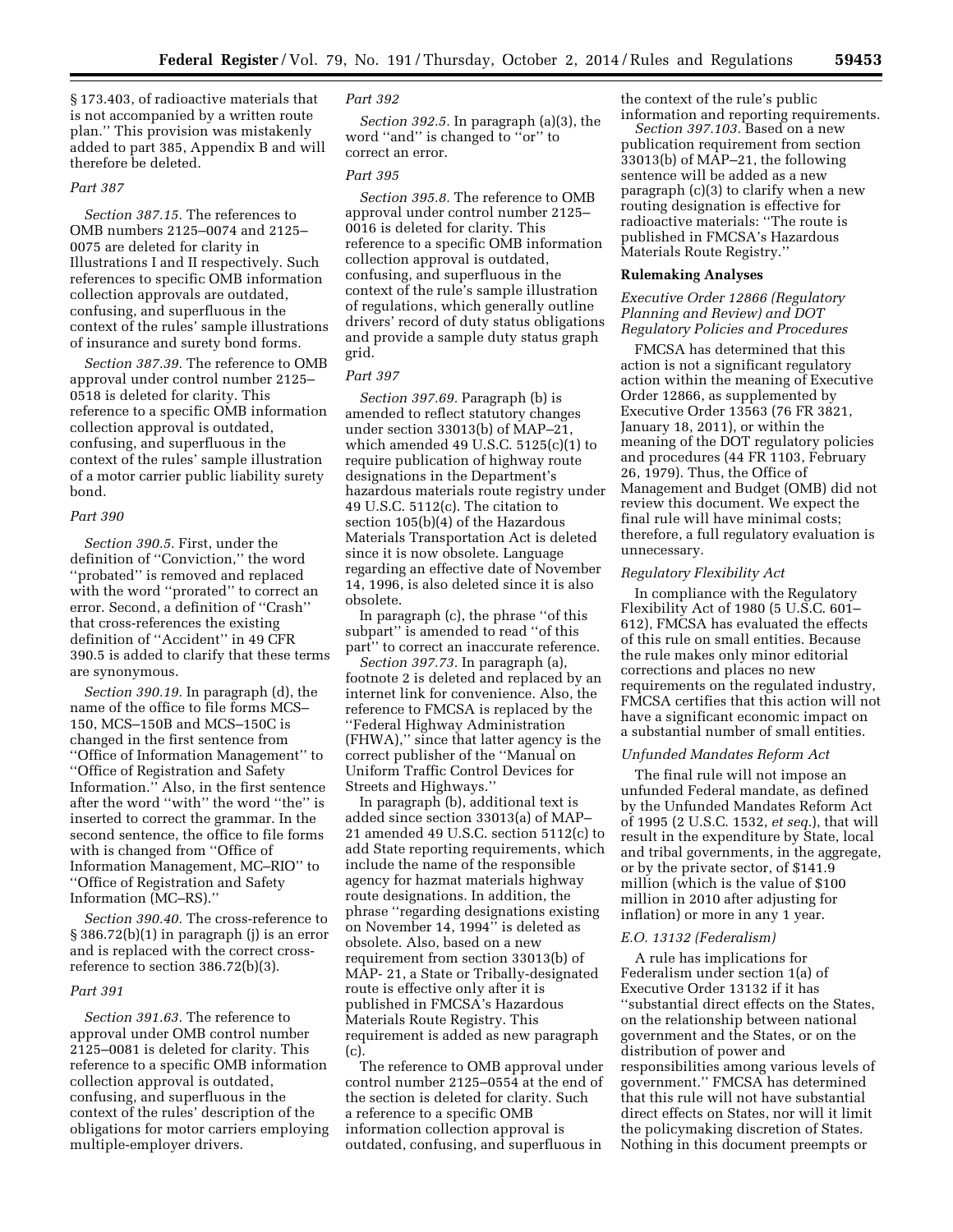§ 173.403, of radioactive materials that is not accompanied by a written route plan.'' This provision was mistakenly added to part 385, Appendix B and will therefore be deleted.

*Part 387*

*Section 387.15.* The references to OMB numbers 2125–0074 and 2125–0075 are deleted for clarity in Illustrations I and II respectively. Such references to specific OMB information collection approvals are outdated, confusing, and superfluous in the context of the rules' sample illustrations of insurance and surety bond forms.

*Section 387.39.* The reference to OMB approval under control number 2125–0518 is deleted for clarity. This reference to a specific OMB information collection approval is outdated, confusing, and superfluous in the context of the rules' sample illustration of a motor carrier public liability surety bond.

*Part 390*

*Section 390.5.* First, under the definition of ''Conviction,'' the word ''probated'' is removed and replaced with the word ''prorated'' to correct an error. Second, a definition of ''Crash'' that cross-references the existing definition of ''Accident'' in 49 CFR 390.5 is added to clarify that these terms are synonymous.

*Section 390.19.* In paragraph (d), the name of the office to file forms MCS–150, MCS–150B and MCS–150C is changed in the first sentence from ''Office of Information Management'' to ''Office of Registration and Safety Information.'' Also, in the first sentence after the word ''with'' the word ''the'' is inserted to correct the grammar. In the second sentence, the office to file forms with is changed from ''Office of Information Management, MC–RIO'' to ''Office of Registration and Safety Information (MC–RS).''

*Section 390.40.* The cross-reference to § 386.72(b)(1) in paragraph (j) is an error and is replaced with the correct cross-reference to section 386.72(b)(3).

*Part 391*

*Section 391.63.* The reference to approval under OMB control number 2125–0081 is deleted for clarity. This reference to a specific OMB information collection approval is outdated, confusing, and superfluous in the context of the rules' description of the obligations for motor carriers employing multiple-employer drivers.

*Part 392*

*Section 392.5.* In paragraph (a)(3), the word ''and'' is changed to ''or'' to correct an error.

*Part 395*

*Section 395.8.* The reference to OMB approval under control number 2125–0016 is deleted for clarity. This reference to a specific OMB information collection approval is outdated, confusing, and superfluous in the context of the rule's sample illustration of regulations, which generally outline drivers' record of duty status obligations and provide a sample duty status graph grid.

*Part 397*

*Section 397.69.* Paragraph (b) is amended to reflect statutory changes under section 33013(b) of MAP–21, which amended 49 U.S.C. 5125(c)(1) to require publication of highway route designations in the Department's hazardous materials route registry under 49 U.S.C. 5112(c). The citation to section 105(b)(4) of the Hazardous Materials Transportation Act is deleted since it is now obsolete. Language regarding an effective date of November 14, 1996, is also deleted since it is also obsolete.

In paragraph (c), the phrase ''of this subpart'' is amended to read ''of this part'' to correct an inaccurate reference.

*Section 397.73.* In paragraph (a), footnote 2 is deleted and replaced by an internet link for convenience. Also, the reference to FMCSA is replaced by the ''Federal Highway Administration (FHWA),'' since that latter agency is the correct publisher of the ''Manual on Uniform Traffic Control Devices for Streets and Highways.''

In paragraph (b), additional text is added since section 33013(a) of MAP–21 amended 49 U.S.C. section 5112(c) to add State reporting requirements, which include the name of the responsible agency for hazmat materials highway route designations. In addition, the phrase ''regarding designations existing on November 14, 1994'' is deleted as obsolete. Also, based on a new requirement from section 33013(b) of MAP- 21, a State or Tribally-designated route is effective only after it is published in FMCSA's Hazardous Materials Route Registry. This requirement is added as new paragraph (c).

The reference to OMB approval under control number 2125–0554 at the end of the section is deleted for clarity. Such a reference to a specific OMB information collection approval is outdated, confusing, and superfluous in the context of the rule's public information and reporting requirements.

*Section 397.103.* Based on a new publication requirement from section 33013(b) of MAP–21, the following sentence will be added as a new paragraph (c)(3) to clarify when a new routing designation is effective for radioactive materials: ''The route is published in FMCSA's Hazardous Materials Route Registry.''

## Rulemaking Analyses

*Executive Order 12866 (Regulatory Planning and Review) and DOT Regulatory Policies and Procedures*

FMCSA has determined that this action is not a significant regulatory action within the meaning of Executive Order 12866, as supplemented by Executive Order 13563 (76 FR 3821, January 18, 2011), or within the meaning of the DOT regulatory policies and procedures (44 FR 1103, February 26, 1979). Thus, the Office of Management and Budget (OMB) did not review this document. We expect the final rule will have minimal costs; therefore, a full regulatory evaluation is unnecessary.

*Regulatory Flexibility Act*

In compliance with the Regulatory Flexibility Act of 1980 (5 U.S.C. 601–612), FMCSA has evaluated the effects of this rule on small entities. Because the rule makes only minor editorial corrections and places no new requirements on the regulated industry, FMCSA certifies that this action will not have a significant economic impact on a substantial number of small entities.

*Unfunded Mandates Reform Act*

The final rule will not impose an unfunded Federal mandate, as defined by the Unfunded Mandates Reform Act of 1995 (2 U.S.C. 1532, *et seq.*), that will result in the expenditure by State, local and tribal governments, in the aggregate, or by the private sector, of $141.9 million (which is the value of $100 million in 2010 after adjusting for inflation) or more in any 1 year.

*E.O. 13132 (Federalism)*

A rule has implications for Federalism under section 1(a) of Executive Order 13132 if it has ''substantial direct effects on the States, on the relationship between national government and the States, or on the distribution of power and responsibilities among various levels of government.'' FMCSA has determined that this rule will not have substantial direct effects on States, nor will it limit the policymaking discretion of States. Nothing in this document preempts or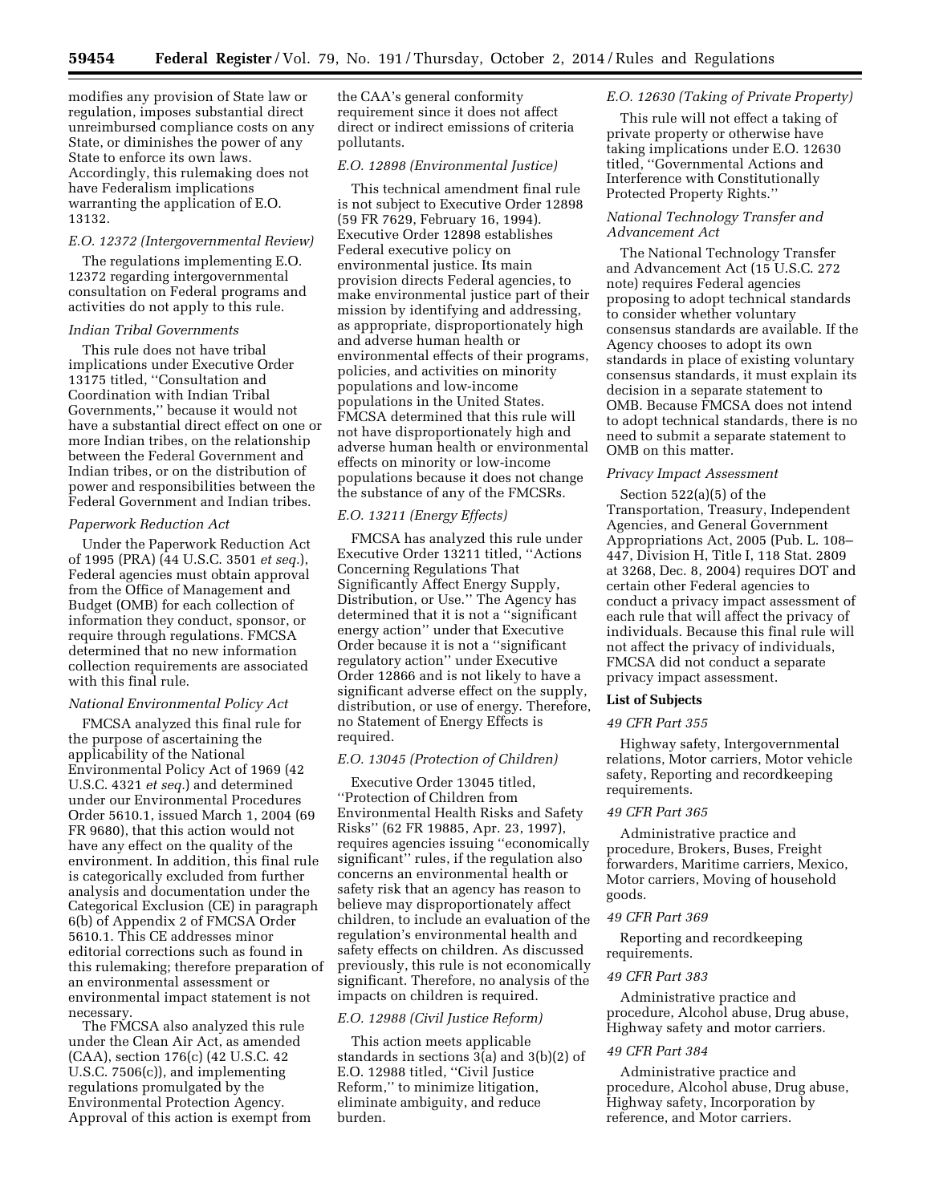modifies any provision of State law or regulation, imposes substantial direct unreimbursed compliance costs on any State, or diminishes the power of any State to enforce its own laws. Accordingly, this rulemaking does not have Federalism implications warranting the application of E.O. 13132.

*E.O. 12372 (Intergovernmental Review)*

The regulations implementing E.O. 12372 regarding intergovernmental consultation on Federal programs and activities do not apply to this rule.

*Indian Tribal Governments*

This rule does not have tribal implications under Executive Order 13175 titled, ''Consultation and Coordination with Indian Tribal Governments,'' because it would not have a substantial direct effect on one or more Indian tribes, on the relationship between the Federal Government and Indian tribes, or on the distribution of power and responsibilities between the Federal Government and Indian tribes.

*Paperwork Reduction Act*

Under the Paperwork Reduction Act of 1995 (PRA) (44 U.S.C. 3501 *et seq.*), Federal agencies must obtain approval from the Office of Management and Budget (OMB) for each collection of information they conduct, sponsor, or require through regulations. FMCSA determined that no new information collection requirements are associated with this final rule.

*National Environmental Policy Act*

FMCSA analyzed this final rule for the purpose of ascertaining the applicability of the National Environmental Policy Act of 1969 (42 U.S.C. 4321 *et seq.*) and determined under our Environmental Procedures Order 5610.1, issued March 1, 2004 (69 FR 9680), that this action would not have any effect on the quality of the environment. In addition, this final rule is categorically excluded from further analysis and documentation under the Categorical Exclusion (CE) in paragraph 6(b) of Appendix 2 of FMCSA Order 5610.1. This CE addresses minor editorial corrections such as found in this rulemaking; therefore preparation of an environmental assessment or environmental impact statement is not necessary.

The FMCSA also analyzed this rule under the Clean Air Act, as amended (CAA), section 176(c) (42 U.S.C. 42 U.S.C. 7506(c)), and implementing regulations promulgated by the Environmental Protection Agency. Approval of this action is exempt from the CAA's general conformity requirement since it does not affect direct or indirect emissions of criteria pollutants.

*E.O. 12898 (Environmental Justice)*

This technical amendment final rule is not subject to Executive Order 12898 (59 FR 7629, February 16, 1994). Executive Order 12898 establishes Federal executive policy on environmental justice. Its main provision directs Federal agencies, to make environmental justice part of their mission by identifying and addressing, as appropriate, disproportionately high and adverse human health or environmental effects of their programs, policies, and activities on minority populations and low-income populations in the United States. FMCSA determined that this rule will not have disproportionately high and adverse human health or environmental effects on minority or low-income populations because it does not change the substance of any of the FMCSRs.

*E.O. 13211 (Energy Effects)*

FMCSA has analyzed this rule under Executive Order 13211 titled, ''Actions Concerning Regulations That Significantly Affect Energy Supply, Distribution, or Use.'' The Agency has determined that it is not a ''significant energy action'' under that Executive Order because it is not a ''significant regulatory action'' under Executive Order 12866 and is not likely to have a significant adverse effect on the supply, distribution, or use of energy. Therefore, no Statement of Energy Effects is required.

*E.O. 13045 (Protection of Children)*

Executive Order 13045 titled, ''Protection of Children from Environmental Health Risks and Safety Risks'' (62 FR 19885, Apr. 23, 1997), requires agencies issuing ''economically significant'' rules, if the regulation also concerns an environmental health or safety risk that an agency has reason to believe may disproportionately affect children, to include an evaluation of the regulation's environmental health and safety effects on children. As discussed previously, this rule is not economically significant. Therefore, no analysis of the impacts on children is required.

*E.O. 12988 (Civil Justice Reform)*

This action meets applicable standards in sections 3(a) and 3(b)(2) of E.O. 12988 titled, ''Civil Justice Reform,'' to minimize litigation, eliminate ambiguity, and reduce burden.

*E.O. 12630 (Taking of Private Property)*

This rule will not effect a taking of private property or otherwise have taking implications under E.O. 12630 titled, ''Governmental Actions and Interference with Constitutionally Protected Property Rights.''

*National Technology Transfer and Advancement Act*

The National Technology Transfer and Advancement Act (15 U.S.C. 272 note) requires Federal agencies proposing to adopt technical standards to consider whether voluntary consensus standards are available. If the Agency chooses to adopt its own standards in place of existing voluntary consensus standards, it must explain its decision in a separate statement to OMB. Because FMCSA does not intend to adopt technical standards, there is no need to submit a separate statement to OMB on this matter.

*Privacy Impact Assessment*

Section 522(a)(5) of the Transportation, Treasury, Independent Agencies, and General Government Appropriations Act, 2005 (Pub. L. 108–447, Division H, Title I, 118 Stat. 2809 at 3268, Dec. 8, 2004) requires DOT and certain other Federal agencies to conduct a privacy impact assessment of each rule that will affect the privacy of individuals. Because this final rule will not affect the privacy of individuals, FMCSA did not conduct a separate privacy impact assessment.

**List of Subjects**

*49 CFR Part 355*

Highway safety, Intergovernmental relations, Motor carriers, Motor vehicle safety, Reporting and recordkeeping requirements.

*49 CFR Part 365*

Administrative practice and procedure, Brokers, Buses, Freight forwarders, Maritime carriers, Mexico, Motor carriers, Moving of household goods.

*49 CFR Part 369*

Reporting and recordkeeping requirements.

*49 CFR Part 383*

Administrative practice and procedure, Alcohol abuse, Drug abuse, Highway safety and motor carriers.

*49 CFR Part 384*

Administrative practice and procedure, Alcohol abuse, Drug abuse, Highway safety, Incorporation by reference, and Motor carriers.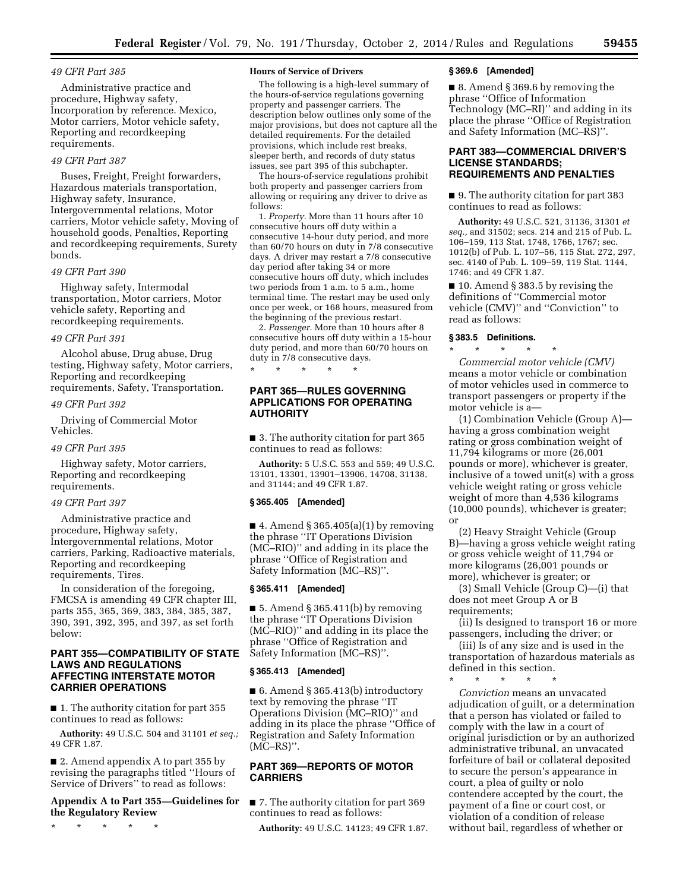*49 CFR Part 385*

Administrative practice and procedure, Highway safety, Incorporation by reference. Mexico, Motor carriers, Motor vehicle safety, Reporting and recordkeeping requirements.

*49 CFR Part 387*

Buses, Freight, Freight forwarders, Hazardous materials transportation, Highway safety, Insurance, Intergovernmental relations, Motor carriers, Motor vehicle safety, Moving of household goods, Penalties, Reporting and recordkeeping requirements, Surety bonds.

*49 CFR Part 390*

Highway safety, Intermodal transportation, Motor carriers, Motor vehicle safety, Reporting and recordkeeping requirements.

*49 CFR Part 391*

Alcohol abuse, Drug abuse, Drug testing, Highway safety, Motor carriers, Reporting and recordkeeping requirements, Safety, Transportation.

*49 CFR Part 392*

Driving of Commercial Motor Vehicles.

*49 CFR Part 395*

Highway safety, Motor carriers, Reporting and recordkeeping requirements.

*49 CFR Part 397*

Administrative practice and procedure, Highway safety, Intergovernmental relations, Motor carriers, Parking, Radioactive materials, Reporting and recordkeeping requirements, Tires.

In consideration of the foregoing, FMCSA is amending 49 CFR chapter III, parts 355, 365, 369, 383, 384, 385, 387, 390, 391, 392, 395, and 397, as set forth below:

## PART 355—COMPATIBILITY OF STATE LAWS AND REGULATIONS AFFECTING INTERSTATE MOTOR CARRIER OPERATIONS

■ 1. The authority citation for part 355 continues to read as follows:

**Authority:** 49 U.S.C. 504 and 31101 *et seq.;* 49 CFR 1.87.

■ 2. Amend appendix A to part 355 by revising the paragraphs titled ''Hours of Service of Drivers'' to read as follows:

## Appendix A to Part 355—Guidelines for the Regulatory Review

\* \* \* \* \*

**Hours of Service of Drivers**

The following is a high-level summary of the hours-of-service regulations governing property and passenger carriers. The description below outlines only some of the major provisions, but does not capture all the detailed requirements. For the detailed provisions, which include rest breaks, sleeper berth, and records of duty status issues, see part 395 of this subchapter.

The hours-of-service regulations prohibit both property and passenger carriers from allowing or requiring any driver to drive as follows:

1. *Property.* More than 11 hours after 10 consecutive hours off duty within a consecutive 14-hour duty period, and more than 60/70 hours on duty in 7/8 consecutive days. A driver may restart a 7/8 consecutive day period after taking 34 or more consecutive hours off duty, which includes two periods from 1 a.m. to 5 a.m., home terminal time. The restart may be used only once per week, or 168 hours, measured from the beginning of the previous restart.

2. *Passenger.* More than 10 hours after 8 consecutive hours off duty within a 15-hour duty period, and more than 60/70 hours on duty in 7/8 consecutive days.

\* \* \* \* \*

## PART 365—RULES GOVERNING APPLICATIONS FOR OPERATING AUTHORITY

■ 3. The authority citation for part 365 continues to read as follows:

**Authority:** 5 U.S.C. 553 and 559; 49 U.S.C. 13101, 13301, 13901–13906, 14708, 31138, and 31144; and 49 CFR 1.87.

### § 365.405 [Amended]

■ 4. Amend § 365.405(a)(1) by removing the phrase ''IT Operations Division (MC–RIO)'' and adding in its place the phrase ''Office of Registration and Safety Information (MC–RS)''.

### § 365.411 [Amended]

■ 5. Amend § 365.411(b) by removing the phrase ''IT Operations Division (MC–RIO)'' and adding in its place the phrase ''Office of Registration and Safety Information (MC–RS)''.

### § 365.413 [Amended]

■ 6. Amend § 365.413(b) introductory text by removing the phrase ''IT Operations Division (MC–RIO)'' and adding in its place the phrase ''Office of Registration and Safety Information (MC–RS)''.

## PART 369—REPORTS OF MOTOR CARRIERS

■ 7. The authority citation for part 369 continues to read as follows:

**Authority:** 49 U.S.C. 14123; 49 CFR 1.87.

### § 369.6 [Amended]

■ 8. Amend § 369.6 by removing the phrase ''Office of Information Technology (MC–RI)'' and adding in its place the phrase ''Office of Registration and Safety Information (MC–RS)''.

## PART 383—COMMERCIAL DRIVER'S LICENSE STANDARDS; REQUIREMENTS AND PENALTIES

■ 9. The authority citation for part 383 continues to read as follows:

**Authority:** 49 U.S.C. 521, 31136, 31301 *et seq.,* and 31502; secs. 214 and 215 of Pub. L. 106–159, 113 Stat. 1748, 1766, 1767; sec. 1012(b) of Pub. L. 107–56, 115 Stat. 272, 297, sec. 4140 of Pub. L. 109–59, 119 Stat. 1144, 1746; and 49 CFR 1.87.

■ 10. Amend § 383.5 by revising the definitions of ''Commercial motor vehicle (CMV)'' and ''Conviction'' to read as follows:

### § 383.5 Definitions.

\* \* \* \* \*

*Commercial motor vehicle (CMV)* means a motor vehicle or combination of motor vehicles used in commerce to transport passengers or property if the motor vehicle is a—

(1) Combination Vehicle (Group A)—having a gross combination weight rating or gross combination weight of 11,794 kilograms or more (26,001 pounds or more), whichever is greater, inclusive of a towed unit(s) with a gross vehicle weight rating or gross vehicle weight of more than 4,536 kilograms (10,000 pounds), whichever is greater; or

(2) Heavy Straight Vehicle (Group B)—having a gross vehicle weight rating or gross vehicle weight of 11,794 or more kilograms (26,001 pounds or more), whichever is greater; or

(3) Small Vehicle (Group C)—(i) that does not meet Group A or B requirements;

(ii) Is designed to transport 16 or more passengers, including the driver; or

(iii) Is of any size and is used in the transportation of hazardous materials as defined in this section.

\* \* \* \* \*

*Conviction* means an unvacated adjudication of guilt, or a determination that a person has violated or failed to comply with the law in a court of original jurisdiction or by an authorized administrative tribunal, an unvacated forfeiture of bail or collateral deposited to secure the person's appearance in court, a plea of guilty or nolo contendere accepted by the court, the payment of a fine or court cost, or violation of a condition of release without bail, regardless of whether or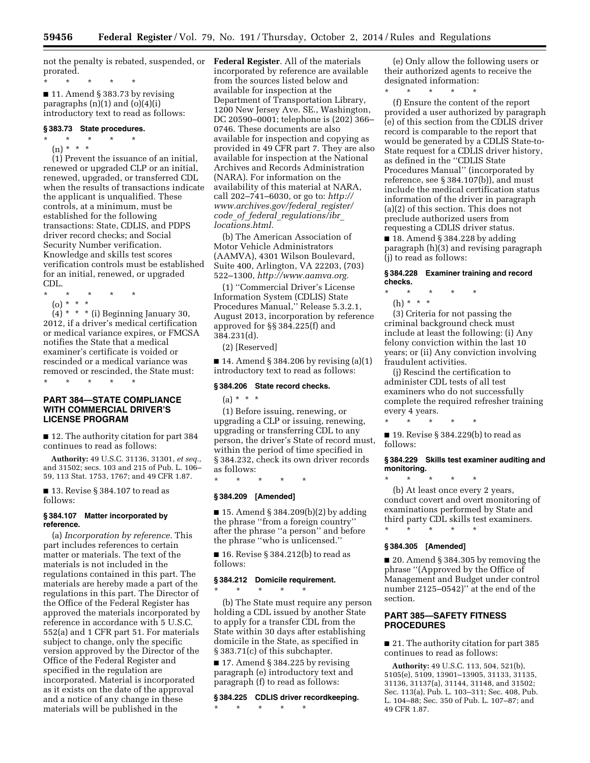not the penalty is rebated, suspended, or prorated.

\* \* \* \* \*

■ 11. Amend § 383.73 by revising paragraphs (n)(1) and (o)(4)(i) introductory text to read as follows:

### § 383.73 State procedures.

\* \* \* \* \*

(n) \* \* \*

(1) Prevent the issuance of an initial, renewed or upgraded CLP or an initial, renewed, upgraded, or transferred CDL when the results of transactions indicate the applicant is unqualified. These controls, at a minimum, must be established for the following transactions: State, CDLIS, and PDPS driver record checks; and Social Security Number verification. Knowledge and skills test scores verification controls must be established for an initial, renewed, or upgraded CDL.

\* \* \* \* \*

(o) \* \* \*

(4) \* \* \* (i) Beginning January 30, 2012, if a driver's medical certification or medical variance expires, or FMCSA notifies the State that a medical examiner's certificate is voided or rescinded or a medical variance was removed or rescinded, the State must:

\* \* \* \* \*

## PART 384—STATE COMPLIANCE WITH COMMERCIAL DRIVER'S LICENSE PROGRAM

■ 12. The authority citation for part 384 continues to read as follows:

**Authority:** 49 U.S.C. 31136, 31301, *et seq.,* and 31502; secs. 103 and 215 of Pub. L. 106–59, 113 Stat. 1753, 1767; and 49 CFR 1.87.

■ 13. Revise § 384.107 to read as follows:

### § 384.107 Matter incorporated by reference.

(a) *Incorporation by reference.* This part includes references to certain matter or materials. The text of the materials is not included in the regulations contained in this part. The materials are hereby made a part of the regulations in this part. The Director of the Office of the Federal Register has approved the materials incorporated by reference in accordance with 5 U.S.C. 552(a) and 1 CFR part 51. For materials subject to change, only the specific version approved by the Director of the Office of the Federal Register and specified in the regulation are incorporated. Material is incorporated as it exists on the date of the approval and a notice of any change in these materials will be published in the **Federal Register**. All of the materials incorporated by reference are available from the sources listed below and available for inspection at the Department of Transportation Library, 1200 New Jersey Ave. SE., Washington, DC 20590–0001; telephone is (202) 366–0746. These documents are also available for inspection and copying as provided in 49 CFR part 7. They are also available for inspection at the National Archives and Records Administration (NARA). For information on the availability of this material at NARA, call 202–741–6030, or go to: *http://www.archives.gov/federal_register/code_of_federal_regulations/ibr_locations.html.*

(b) The American Association of Motor Vehicle Administrators (AAMVA), 4301 Wilson Boulevard, Suite 400, Arlington, VA 22203, (703) 522–1300, *http://www.aamva.org.*

(1) ''Commercial Driver's License Information System (CDLIS) State Procedures Manual,'' Release 5.3.2.1, August 2013, incorporation by reference approved for §§ 384.225(f) and 384.231(d).

(2) [Reserved]

■ 14. Amend § 384.206 by revising (a)(1) introductory text to read as follows:

### § 384.206 State record checks.

(a) \* \* \*

(1) Before issuing, renewing, or upgrading a CLP or issuing, renewing, upgrading or transferring CDL to any person, the driver's State of record must, within the period of time specified in § 384.232, check its own driver records as follows:

\* \* \* \* \*

### § 384.209 [Amended]

■ 15. Amend § 384.209(b)(2) by adding the phrase ''from a foreign country'' after the phrase ''a person'' and before the phrase ''who is unlicensed.''

■ 16. Revise § 384.212(b) to read as follows:

### § 384.212 Domicile requirement.

\* \* \* \* \*

(b) The State must require any person holding a CDL issued by another State to apply for a transfer CDL from the State within 30 days after establishing domicile in the State, as specified in § 383.71(c) of this subchapter.

■ 17. Amend § 384.225 by revising paragraph (e) introductory text and paragraph (f) to read as follows:

### § 384.225 CDLIS driver recordkeeping.

\* \* \* \* \*

(e) Only allow the following users or their authorized agents to receive the designated information:

\* \* \* \* \*

(f) Ensure the content of the report provided a user authorized by paragraph (e) of this section from the CDLIS driver record is comparable to the report that would be generated by a CDLIS State-to-State request for a CDLIS driver history, as defined in the ''CDLIS State Procedures Manual'' (incorporated by reference, see § 384.107(b)), and must include the medical certification status information of the driver in paragraph (a)(2) of this section. This does not preclude authorized users from requesting a CDLIS driver status.

■ 18. Amend § 384.228 by adding paragraph (h)(3) and revising paragraph (j) to read as follows:

### § 384.228 Examiner training and record checks.

\* \* \* \* \*

(h) \* \* \*

(3) Criteria for not passing the criminal background check must include at least the following: (i) Any felony conviction within the last 10 years; or (ii) Any conviction involving fraudulent activities.

(j) Rescind the certification to administer CDL tests of all test examiners who do not successfully complete the required refresher training every 4 years.

\* \* \* \* \*

■ 19. Revise § 384.229(b) to read as follows:

### § 384.229 Skills test examiner auditing and monitoring.

\* \* \* \* \*

(b) At least once every 2 years, conduct covert and overt monitoring of examinations performed by State and third party CDL skills test examiners.

\* \* \* \* \*

### § 384.305 [Amended]

■ 20. Amend § 384.305 by removing the phrase ''(Approved by the Office of Management and Budget under control number 2125–0542)'' at the end of the section.

## PART 385—SAFETY FITNESS PROCEDURES

■ 21. The authority citation for part 385 continues to read as follows:

**Authority:** 49 U.S.C. 113, 504, 521(b), 5105(e), 5109, 13901–13905, 31133, 31135, 31136, 31137(a), 31144, 31148, and 31502; Sec. 113(a), Pub. L. 103–311; Sec. 408, Pub. L. 104–88; Sec. 350 of Pub. L. 107–87; and 49 CFR 1.87.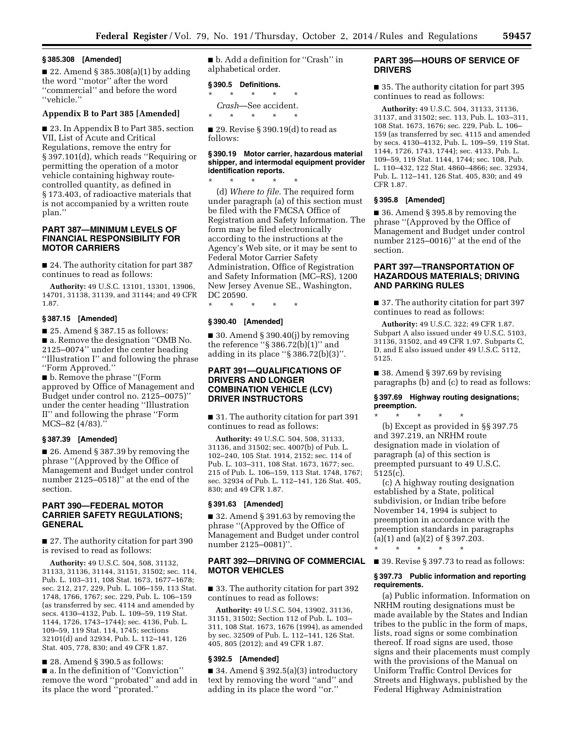### § 385.308 [Amended]

■ 22. Amend § 385.308(a)(1) by adding the word ''motor'' after the word ''commercial'' and before the word ''vehicle.''

**Appendix B to Part 385 [Amended]**

■ 23. In Appendix B to Part 385, section VII, List of Acute and Critical Regulations, remove the entry for § 397.101(d), which reads ''Requiring or permitting the operation of a motor vehicle containing highway route-controlled quantity, as defined in § 173.403, of radioactive materials that is not accompanied by a written route plan.''

## PART 387—MINIMUM LEVELS OF FINANCIAL RESPONSIBILITY FOR MOTOR CARRIERS

■ 24. The authority citation for part 387 continues to read as follows:

**Authority:** 49 U.S.C. 13101, 13301, 13906, 14701, 31138, 31139, and 31144; and 49 CFR 1.87.

### § 387.15 [Amended]

■ 25. Amend § 387.15 as follows:

■ a. Remove the designation ''OMB No. 2125–0074'' under the center heading ''Illustration I'' and following the phrase ''Form Approved.''

■ b. Remove the phrase ''(Form approved by Office of Management and Budget under control no. 2125–0075)'' under the center heading ''Illustration II'' and following the phrase ''Form MCS–82 (4/83).''

### § 387.39 [Amended]

■ 26. Amend § 387.39 by removing the phrase ''(Approved by the Office of Management and Budget under control number 2125–0518)'' at the end of the section.

## PART 390—FEDERAL MOTOR CARRIER SAFETY REGULATIONS; GENERAL

■ 27. The authority citation for part 390 is revised to read as follows:

**Authority:** 49 U.S.C. 504, 508, 31132, 31133, 31136, 31144, 31151, 31502; sec. 114, Pub. L. 103–311, 108 Stat. 1673, 1677–1678; sec. 212, 217, 229, Pub. L. 106–159, 113 Stat. 1748, 1766, 1767; sec. 229, Pub. L. 106–159 (as transferred by sec. 4114 and amended by secs. 4130–4132, Pub. L. 109–59, 119 Stat. 1144, 1726, 1743–1744); sec. 4136, Pub. L. 109–59, 119 Stat. 114, 1745; sections 32101(d) and 32934, Pub. L. 112–141, 126 Stat. 405, 778, 830; and 49 CFR 1.87.

■ 28. Amend § 390.5 as follows:

■ a. In the definition of ''Conviction'' remove the word ''probated'' and add in its place the word ''prorated.''

■ b. Add a definition for ''Crash'' in alphabetical order.

### § 390.5 Definitions.

\* \* \* \* \*

*Crash*—See accident.

\* \* \* \* \*

■ 29. Revise § 390.19(d) to read as follows:

### § 390.19 Motor carrier, hazardous material shipper, and intermodal equipment provider identification reports.

\* \* \* \* \*

(d) *Where to file.* The required form under paragraph (a) of this section must be filed with the FMCSA Office of Registration and Safety Information. The form may be filed electronically according to the instructions at the Agency's Web site, or it may be sent to Federal Motor Carrier Safety Administration, Office of Registration and Safety Information (MC–RS), 1200 New Jersey Avenue SE., Washington, DC 20590.

\* \* \* \* \*

### § 390.40 [Amended]

■ 30. Amend § 390.40(j) by removing the reference ''§ 386.72(b)(1)'' and adding in its place ''§ 386.72(b)(3)''.

## PART 391—QUALIFICATIONS OF DRIVERS AND LONGER COMBINATION VEHICLE (LCV) DRIVER INSTRUCTORS

■ 31. The authority citation for part 391 continues to read as follows:

**Authority:** 49 U.S.C. 504, 508, 31133, 31136, and 31502; sec. 4007(b) of Pub. L. 102–240, 105 Stat. 1914, 2152; sec. 114 of Pub. L. 103–311, 108 Stat. 1673, 1677; sec. 215 of Pub. L. 106–159, 113 Stat. 1748, 1767; sec. 32934 of Pub. L. 112–141, 126 Stat. 405, 830; and 49 CFR 1.87.

### § 391.63 [Amended]

■ 32. Amend § 391.63 by removing the phrase ''(Approved by the Office of Management and Budget under control number 2125–0081)''.

## PART 392—DRIVING OF COMMERCIAL MOTOR VEHICLES

■ 33. The authority citation for part 392 continues to read as follows:

**Authority:** 49 U.S.C. 504, 13902, 31136, 31151, 31502; Section 112 of Pub. L. 103–311, 108 Stat. 1673, 1676 (1994), as amended by sec. 32509 of Pub. L. 112–141, 126 Stat. 405, 805 (2012); and 49 CFR 1.87.

### § 392.5 [Amended]

■ 34. Amend § 392.5(a)(3) introductory text by removing the word ''and'' and adding in its place the word ''or.''

## PART 395—HOURS OF SERVICE OF DRIVERS

■ 35. The authority citation for part 395 continues to read as follows:

**Authority:** 49 U.S.C. 504, 31133, 31136, 31137, and 31502; sec. 113, Pub. L. 103–311, 108 Stat. 1673, 1676; sec. 229, Pub. L. 106–159 (as transferred by sec. 4115 and amended by secs. 4130–4132, Pub. L. 109–59, 119 Stat. 1144, 1726, 1743, 1744); sec. 4133, Pub. L. 109–59, 119 Stat. 1144, 1744; sec. 108, Pub. L. 110–432, 122 Stat. 4860–4866; sec. 32934, Pub. L. 112–141, 126 Stat. 405, 830; and 49 CFR 1.87.

### § 395.8 [Amended]

■ 36. Amend § 395.8 by removing the phrase ''(Approved by the Office of Management and Budget under control number 2125–0016)'' at the end of the section.

## PART 397—TRANSPORTATION OF HAZARDOUS MATERIALS; DRIVING AND PARKING RULES

■ 37. The authority citation for part 397 continues to read as follows:

**Authority:** 49 U.S.C. 322; 49 CFR 1.87. Subpart A also issued under 49 U.S.C. 5103, 31136, 31502, and 49 CFR 1.97. Subparts C, D, and E also issued under 49 U.S.C. 5112, 5125.

■ 38. Amend § 397.69 by revising paragraphs (b) and (c) to read as follows:

### § 397.69 Highway routing designations; preemption.

\* \* \* \* \*

(b) Except as provided in §§ 397.75 and 397.219, an NRHM route designation made in violation of paragraph (a) of this section is preempted pursuant to 49 U.S.C. 5125(c).

(c) A highway routing designation established by a State, political subdivision, or Indian tribe before November 14, 1994 is subject to preemption in accordance with the preemption standards in paragraphs (a)(1) and (a)(2) of § 397.203.

\* \* \* \* \*

■ 39. Revise § 397.73 to read as follows:

### § 397.73 Public information and reporting requirements.

(a) Public information. Information on NRHM routing designations must be made available by the States and Indian tribes to the public in the form of maps, lists, road signs or some combination thereof. If road signs are used, those signs and their placements must comply with the provisions of the Manual on Uniform Traffic Control Devices for Streets and Highways, published by the Federal Highway Administration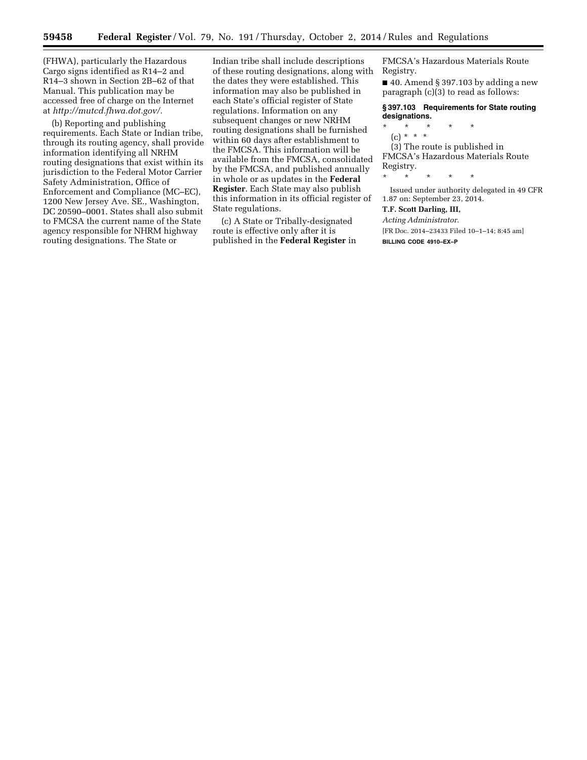(FHWA), particularly the Hazardous Cargo signs identified as R14–2 and R14–3 shown in Section 2B–62 of that Manual. This publication may be accessed free of charge on the Internet at *http://mutcd.fhwa.dot.gov/.*

(b) Reporting and publishing requirements. Each State or Indian tribe, through its routing agency, shall provide information identifying all NRHM routing designations that exist within its jurisdiction to the Federal Motor Carrier Safety Administration, Office of Enforcement and Compliance (MC–EC), 1200 New Jersey Ave. SE., Washington, DC 20590–0001. States shall also submit to FMCSA the current name of the State agency responsible for NHRM highway routing designations. The State or Indian tribe shall include descriptions of these routing designations, along with the dates they were established. This information may also be published in each State's official register of State regulations. Information on any subsequent changes or new NRHM routing designations shall be furnished within 60 days after establishment to the FMCSA. This information will be available from the FMCSA, consolidated by the FMCSA, and published annually in whole or as updates in the **Federal Register**. Each State may also publish this information in its official register of State regulations.

(c) A State or Tribally-designated route is effective only after it is published in the **Federal Register** in FMCSA's Hazardous Materials Route Registry.

■ 40. Amend § 397.103 by adding a new paragraph (c)(3) to read as follows:

**§ 397.103 Requirements for State routing designations.**

\* \* \* \* \*

(c) \* \* \*

(3) The route is published in FMCSA's Hazardous Materials Route Registry.

\* \* \* \* \*

Issued under authority delegated in 49 CFR 1.87 on: September 23, 2014.

**T.F. Scott Darling, III,**

*Acting Administrator.*

[FR Doc. 2014–23433 Filed 10–1–14; 8:45 am]

**BILLING CODE 4910–EX–P**